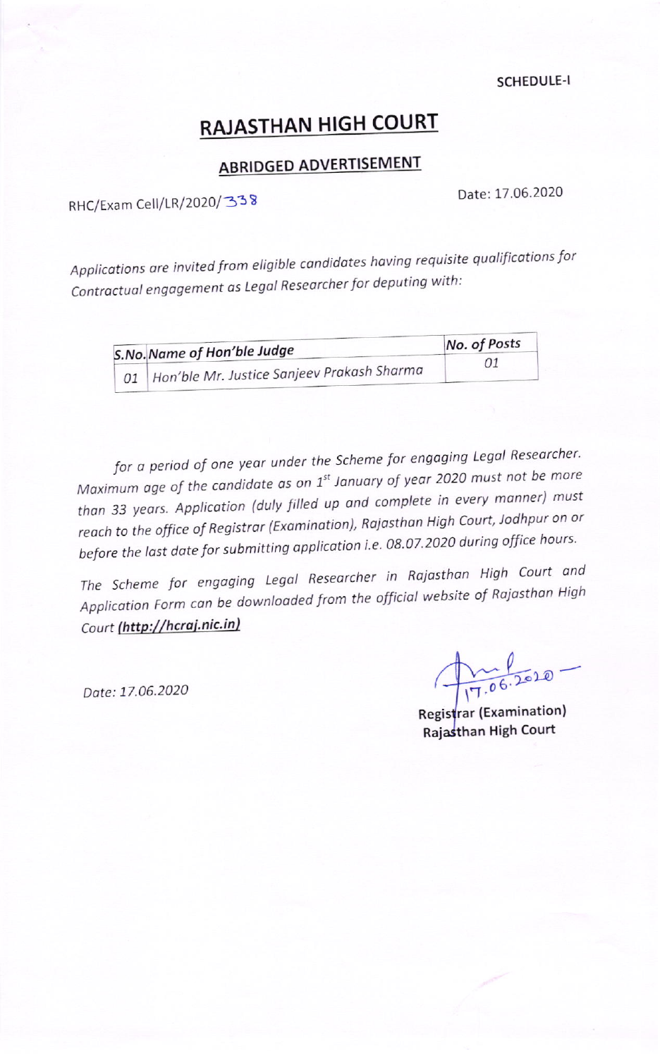SCHEDULE-I

# RAJASTHAN HIGH COURT

## ABRIDGED ADVERTISEMENT

RHC/Exam Cell/LR/2020/338

Date: 17.06.2020

*Applications are invited from eligible candidates having requisite qualifications for Contractual engagement as Legal Researcher for deputing with:*

| S.No. | Name of Hon'ble Judge | No. of Posts |
|---|---|---|
| 01 | Hon'ble Mr. Justice Sanjeev Prakash Sharma | 01 |

*for a period of one year under the Scheme for engaging Legal Researcher. Maximum age of the candidate as on 1st January of year 2020 must not be more than 33 years. Application (duly filled up and complete in every manner) must reach to the office of Registrar (Examination), Rajasthan High Court, Jodhpur on or before the last date for submitting application i.e. 08.07.2020 during office hours.*

*The Scheme for engaging Legal Researcher in Rajasthan High Court and Application Form can be downloaded from the official website of Rajasthan High Court* ***(http://hcraj.nic.in)***

*Date: 17.06.2020*

17.06.2020

**Registrar (Examination)**
**Rajasthan High Court**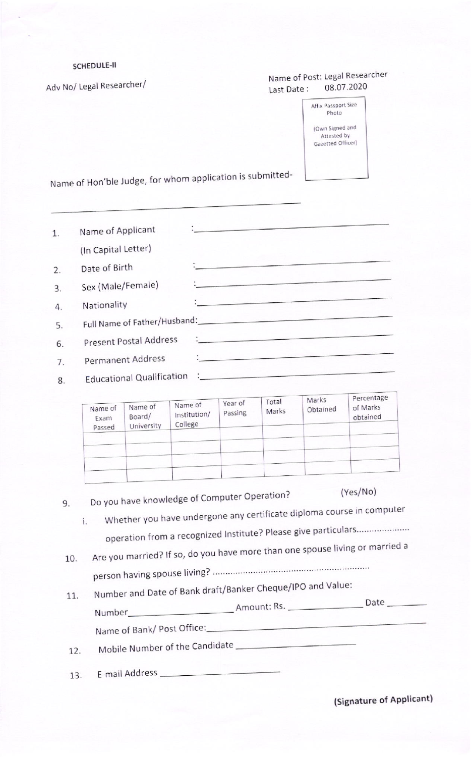**SCHEDULE-II**

Adv No/ Legal Researcher/

Name of Post: Legal Researcher
Last Date : 08.07.2020

Affix Passport Size Photo

(Own Signed and Attested by Gazetted Officer)

Name of Hon'ble Judge, for whom application is submitted-

\_\_\_\_\_\_\_\_\_\_\_\_\_\_\_\_\_\_\_\_\_\_\_\_\_\_\_\_\_\_\_\_\_\_\_\_\_\_\_\_

1. Name of Applicant (In Capital Letter) : \_\_\_\_\_\_\_\_\_\_\_\_\_\_\_\_\_\_\_\_\_\_\_\_\_\_\_\_
2. Date of Birth : \_\_\_\_\_\_\_\_\_\_\_\_\_\_\_\_\_\_\_\_\_\_\_\_\_\_\_\_
3. Sex (Male/Female) : \_\_\_\_\_\_\_\_\_\_\_\_\_\_\_\_\_\_\_\_\_\_\_\_\_\_\_\_
4. Nationality : \_\_\_\_\_\_\_\_\_\_\_\_\_\_\_\_\_\_\_\_\_\_\_\_\_\_\_\_
5. Full Name of Father/Husband: \_\_\_\_\_\_\_\_\_\_\_\_\_\_\_\_\_\_\_\_\_\_\_\_\_\_\_\_
6. Present Postal Address : \_\_\_\_\_\_\_\_\_\_\_\_\_\_\_\_\_\_\_\_\_\_\_\_\_\_\_\_
7. Permanent Address : \_\_\_\_\_\_\_\_\_\_\_\_\_\_\_\_\_\_\_\_\_\_\_\_\_\_\_\_
8. Educational Qualification : \_\_\_\_\_\_\_\_\_\_\_\_\_\_\_\_\_\_\_\_\_\_\_\_\_\_\_\_

| Name of Exam Passed | Name of Board/ University | Name of Institution/ College | Year of Passing | Total Marks | Marks Obtained | Percentage of Marks obtained |
|---|---|---|---|---|---|---|
| | | | | | | |
| | | | | | | |
| | | | | | | |
| | | | | | | |

9. Do you have knowledge of Computer Operation? (Yes/No)
   i. Whether you have undergone any certificate diploma course in computer operation from a recognized Institute? Please give particulars.....................
10. Are you married? If so, do you have more than one spouse living or married a person having spouse living? ............................................................
11. Number and Date of Bank draft/Banker Cheque/IPO and Value:

    Number\_\_\_\_\_\_\_\_\_\_\_\_\_\_\_\_\_\_ Amount: Rs. \_\_\_\_\_\_\_\_\_\_\_\_ Date \_\_\_\_\_\_\_\_

    Name of Bank/ Post Office:\_\_\_\_\_\_\_\_\_\_\_\_\_\_\_\_\_\_\_\_\_\_\_\_\_\_\_\_
12. Mobile Number of the Candidate \_\_\_\_\_\_\_\_\_\_\_\_\_\_\_\_\_\_\_\_
13. E-mail Address \_\_\_\_\_\_\_\_\_\_\_\_\_\_\_\_\_\_\_\_

**(Signature of Applicant)**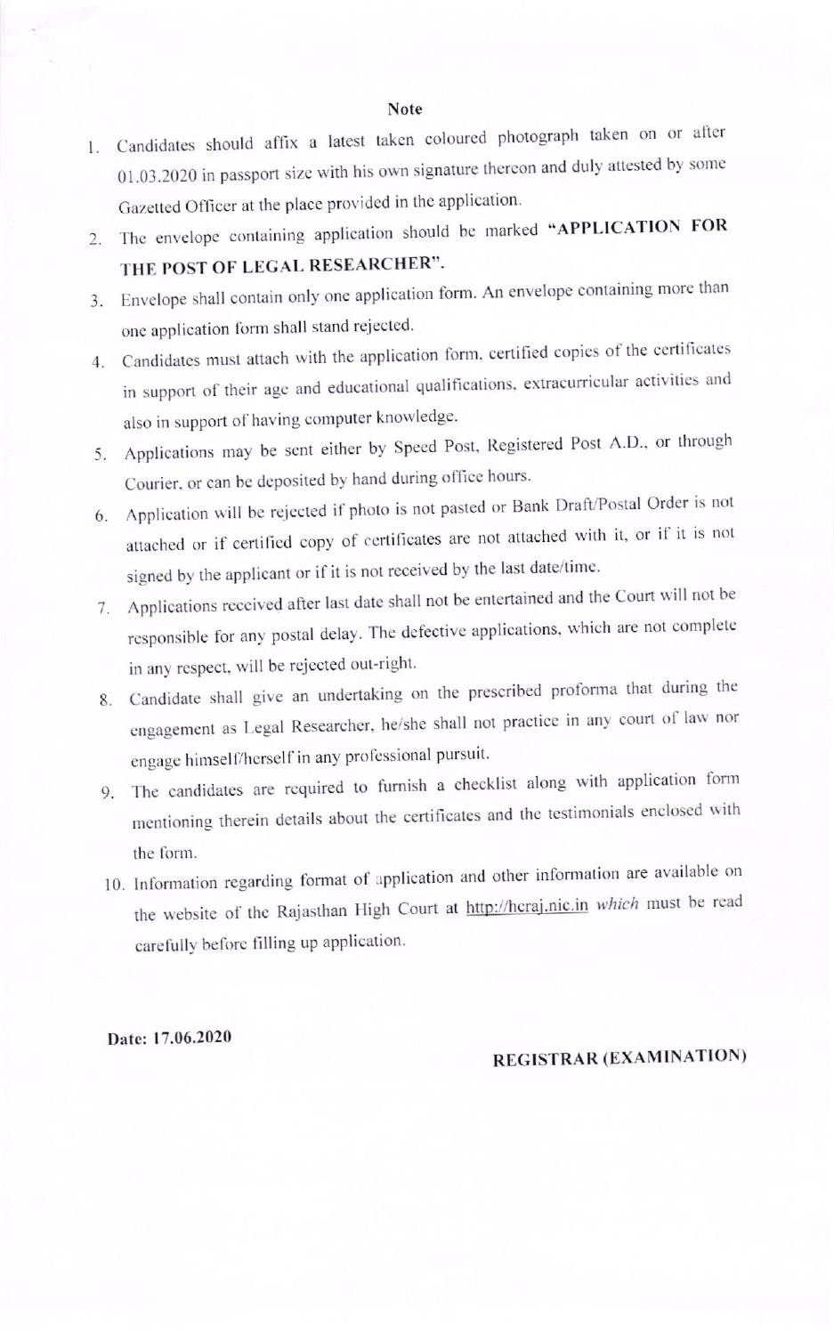**Note**

1. Candidates should affix a latest taken coloured photograph taken on or after 01.03.2020 in passport size with his own signature thereon and duly attested by some Gazetted Officer at the place provided in the application.
2. The envelope containing application should be marked **"APPLICATION FOR THE POST OF LEGAL RESEARCHER"**.
3. Envelope shall contain only one application form. An envelope containing more than one application form shall stand rejected.
4. Candidates must attach with the application form, certified copies of the certificates in support of their age and educational qualifications, extracurricular activities and also in support of having computer knowledge.
5. Applications may be sent either by Speed Post, Registered Post A.D., or through Courier, or can be deposited by hand during office hours.
6. Application will be rejected if photo is not pasted or Bank Draft/Postal Order is not attached or if certified copy of certificates are not attached with it, or if it is not signed by the applicant or if it is not received by the last date/time.
7. Applications received after last date shall not be entertained and the Court will not be responsible for any postal delay. The defective applications, which are not complete in any respect, will be rejected out-right.
8. Candidate shall give an undertaking on the prescribed proforma that during the engagement as Legal Researcher, he/she shall not practice in any court of law nor engage himself/herself in any professional pursuit.
9. The candidates are required to furnish a checklist along with application form mentioning therein details about the certificates and the testimonials enclosed with the form.
10. Information regarding format of application and other information are available on the website of the Rajasthan High Court at http://hcraj.nic.in *which* must be read carefully before filling up application.

**Date: 17.06.2020**

**REGISTRAR (EXAMINATION)**